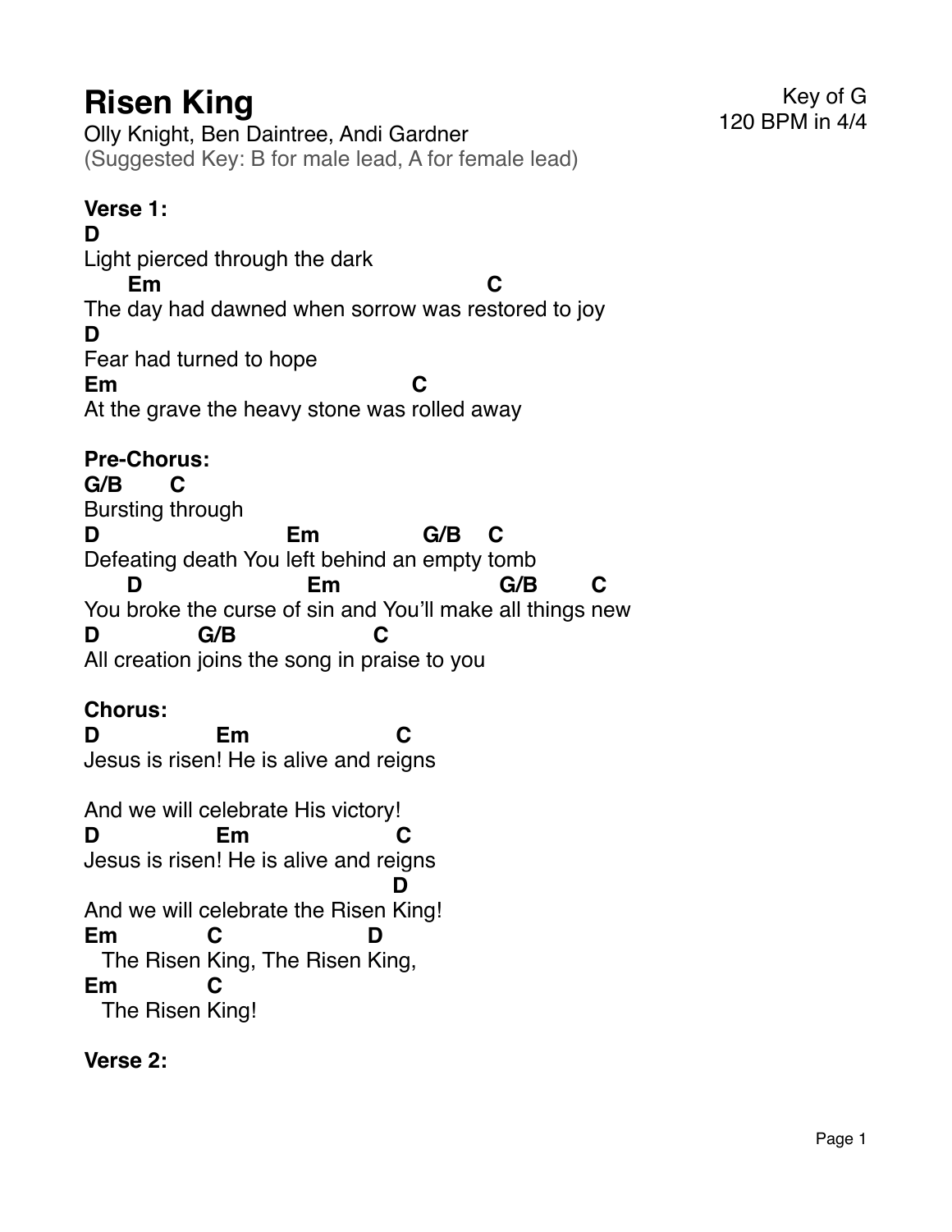# Risen King

Olly Knight, Ben Daintree, Andi Gardner
(Suggested Key: B for male lead, A for female lead)

Key of G
120 BPM in 4/4

**Verse 1:**

```
D
Light pierced through the dark
       Em                                          C
The day had dawned when sorrow was restored to joy
D
Fear had turned to hope
Em                                C
At the grave the heavy stone was rolled away
```

**Pre-Chorus:**

```
G/B       C
Bursting through
D                      Em              G/B    C
Defeating death You left behind an empty tomb
      D                    Em                     G/B       C
You broke the curse of sin and You'll make all things new
D           G/B                 C
All creation joins the song in praise to you
```

**Chorus:**

```
D              Em                   C
Jesus is risen! He is alive and reigns

And we will celebrate His victory!
D              Em                   C
Jesus is risen! He is alive and reigns
                                         D
And we will celebrate the Risen King!
Em             C                    D
  The Risen King, The Risen King,
Em             C
  The Risen King!
```

**Verse 2:**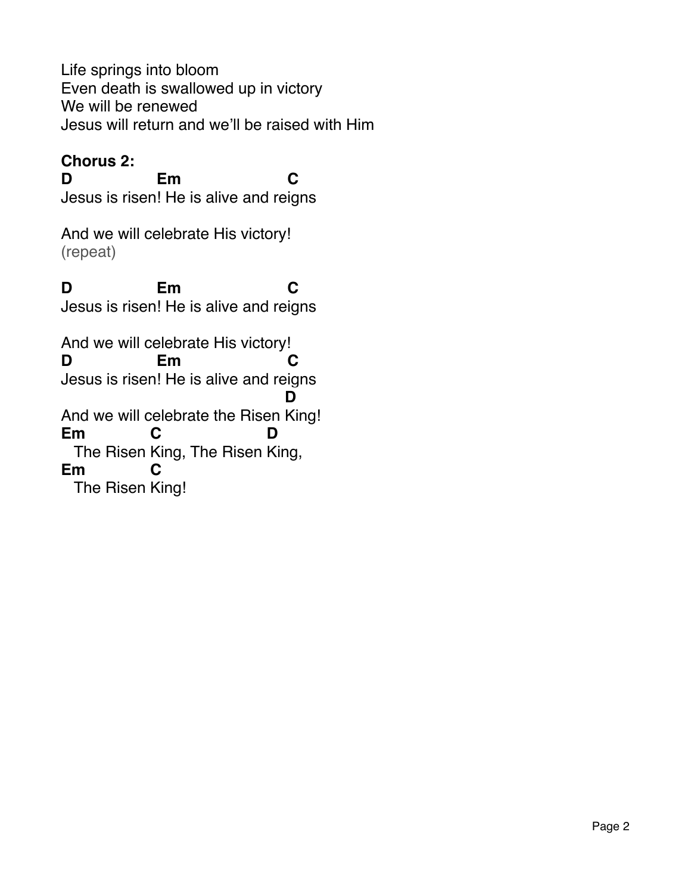Life springs into bloom
Even death is swallowed up in victory
We will be renewed
Jesus will return and we'll be raised with Him

**Chorus 2:**

```
D              Em                  C
Jesus is risen! He is alive and reigns

And we will celebrate His victory!
(repeat)

D              Em                  C
Jesus is risen! He is alive and reigns

And we will celebrate His victory!
D              Em                  C
Jesus is risen! He is alive and reigns
                                     D
And we will celebrate the Risen King!
Em           C                D
  The Risen King, The Risen King,
Em           C
  The Risen King!
```